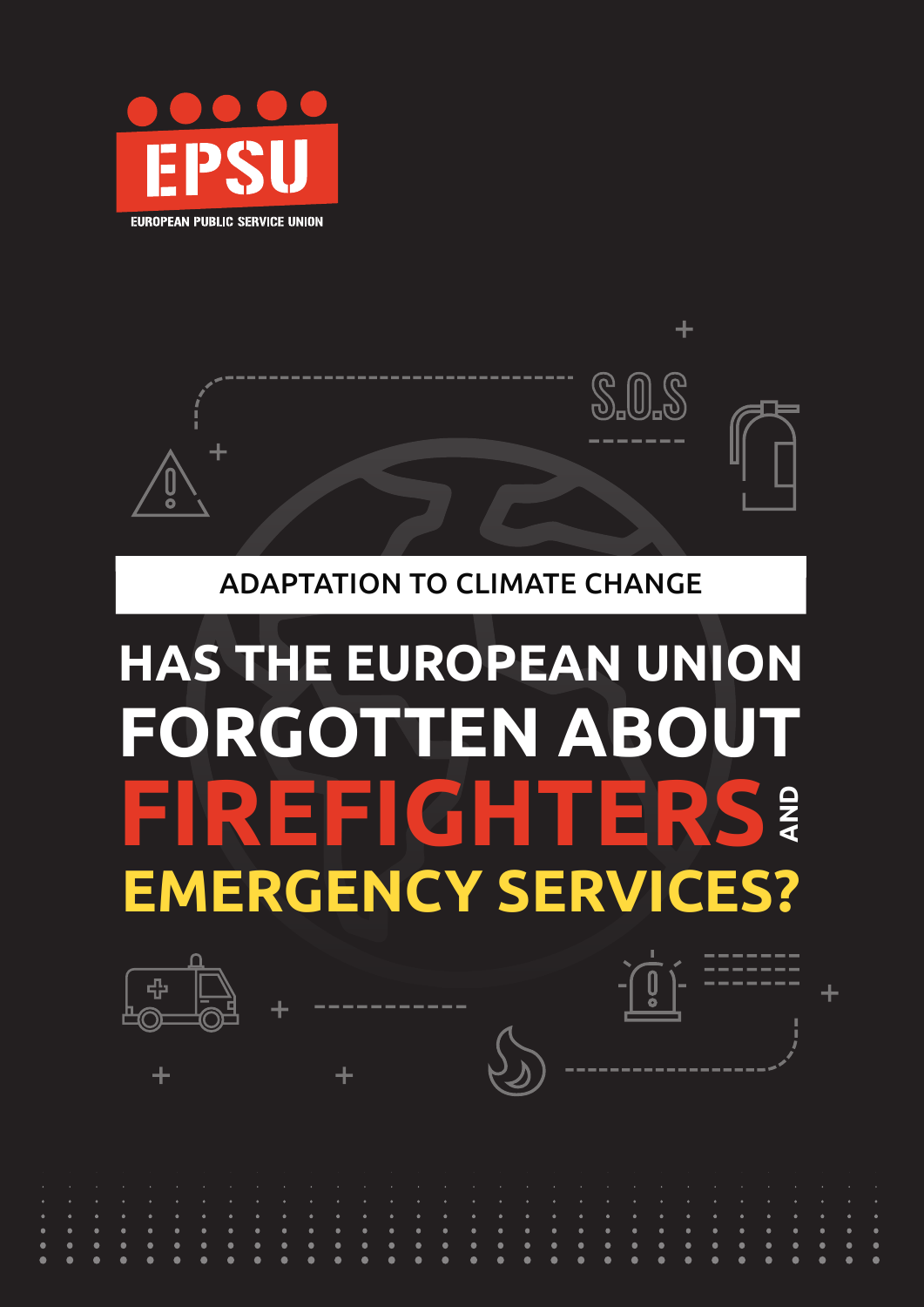EPSU

EUROPEAN PUBLIC SERVICE UNION

S.O.S

ADAPTATION TO CLIMATE CHANGE

# HAS THE EUROPEAN UNION FORGOTTEN ABOUT FIREFIGHTERS AND EMERGENCY SERVICES?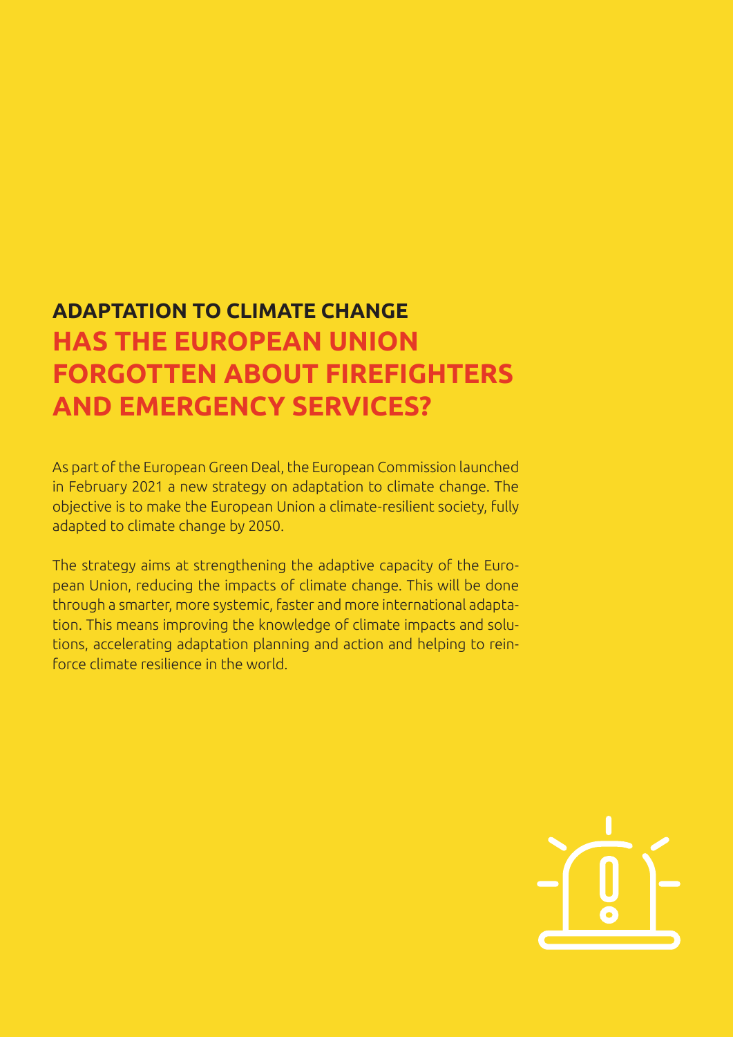## ADAPTATION TO CLIMATE CHANGE

# HAS THE EUROPEAN UNION FORGOTTEN ABOUT FIREFIGHTERS AND EMERGENCY SERVICES?

As part of the European Green Deal, the European Commission launched in February 2021 a new strategy on adaptation to climate change. The objective is to make the European Union a climate-resilient society, fully adapted to climate change by 2050.

The strategy aims at strengthening the adaptive capacity of the European Union, reducing the impacts of climate change. This will be done through a smarter, more systemic, faster and more international adaptation. This means improving the knowledge of climate impacts and solutions, accelerating adaptation planning and action and helping to reinforce climate resilience in the world.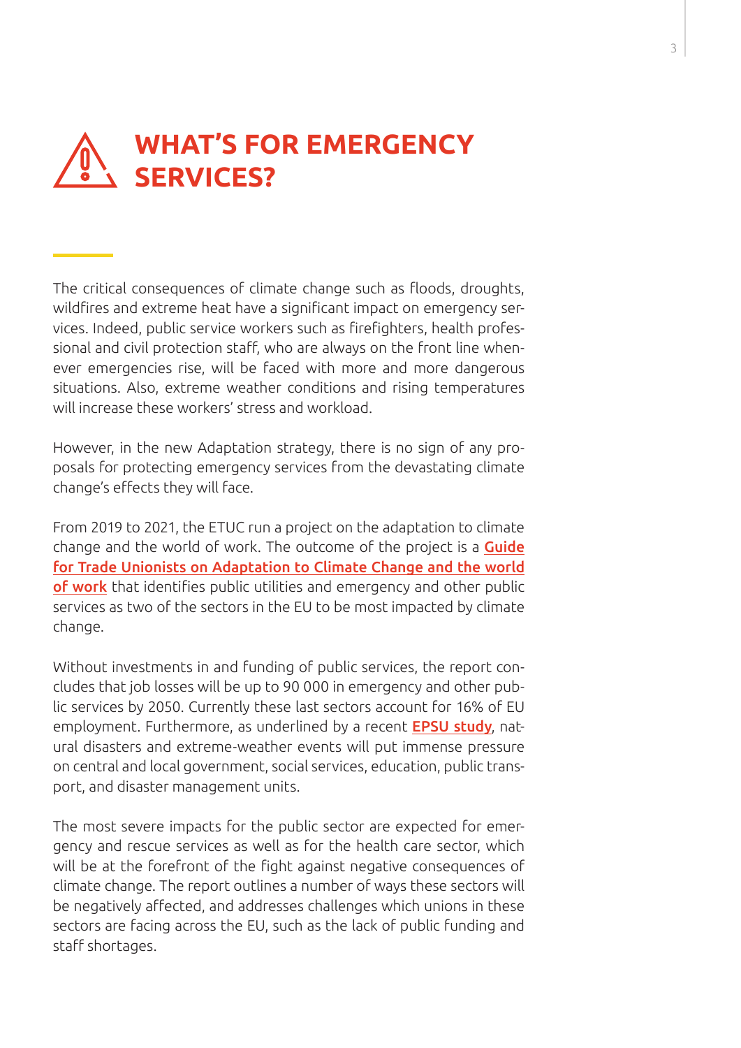# WHAT'S FOR EMERGENCY SERVICES?

The critical consequences of climate change such as floods, droughts, wildfires and extreme heat have a significant impact on emergency services. Indeed, public service workers such as firefighters, health professional and civil protection staff, who are always on the front line whenever emergencies rise, will be faced with more and more dangerous situations. Also, extreme weather conditions and rising temperatures will increase these workers' stress and workload.

However, in the new Adaptation strategy, there is no sign of any proposals for protecting emergency services from the devastating climate change's effects they will face.

From 2019 to 2021, the ETUC run a project on the adaptation to climate change and the world of work. The outcome of the project is a **Guide for Trade Unionists on Adaptation to Climate Change and the world of work** that identifies public utilities and emergency and other public services as two of the sectors in the EU to be most impacted by climate change.

Without investments in and funding of public services, the report concludes that job losses will be up to 90 000 in emergency and other public services by 2050. Currently these last sectors account for 16% of EU employment. Furthermore, as underlined by a recent **EPSU study**, natural disasters and extreme-weather events will put immense pressure on central and local government, social services, education, public transport, and disaster management units.

The most severe impacts for the public sector are expected for emergency and rescue services as well as for the health care sector, which will be at the forefront of the fight against negative consequences of climate change. The report outlines a number of ways these sectors will be negatively affected, and addresses challenges which unions in these sectors are facing across the EU, such as the lack of public funding and staff shortages.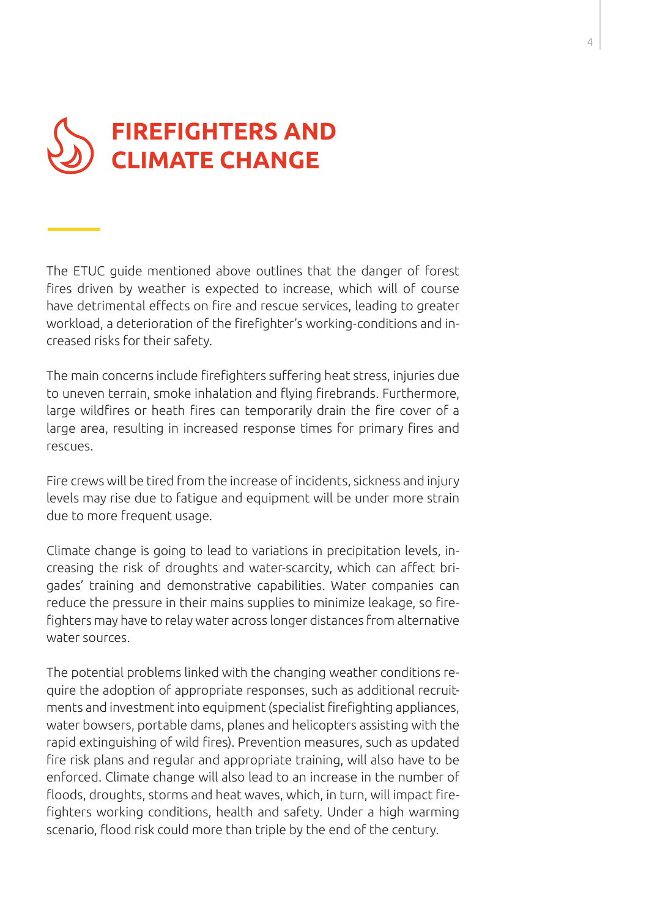# FIREFIGHTERS AND CLIMATE CHANGE

The ETUC guide mentioned above outlines that the danger of forest fires driven by weather is expected to increase, which will of course have detrimental effects on fire and rescue services, leading to greater workload, a deterioration of the firefighter's working-conditions and increased risks for their safety.

The main concerns include firefighters suffering heat stress, injuries due to uneven terrain, smoke inhalation and flying firebrands. Furthermore, large wildfires or heath fires can temporarily drain the fire cover of a large area, resulting in increased response times for primary fires and rescues.

Fire crews will be tired from the increase of incidents, sickness and injury levels may rise due to fatigue and equipment will be under more strain due to more frequent usage.

Climate change is going to lead to variations in precipitation levels, increasing the risk of droughts and water-scarcity, which can affect brigades' training and demonstrative capabilities. Water companies can reduce the pressure in their mains supplies to minimize leakage, so firefighters may have to relay water across longer distances from alternative water sources.

The potential problems linked with the changing weather conditions require the adoption of appropriate responses, such as additional recruitments and investment into equipment (specialist firefighting appliances, water bowsers, portable dams, planes and helicopters assisting with the rapid extinguishing of wild fires). Prevention measures, such as updated fire risk plans and regular and appropriate training, will also have to be enforced. Climate change will also lead to an increase in the number of floods, droughts, storms and heat waves, which, in turn, will impact firefighters working conditions, health and safety. Under a high warming scenario, flood risk could more than triple by the end of the century.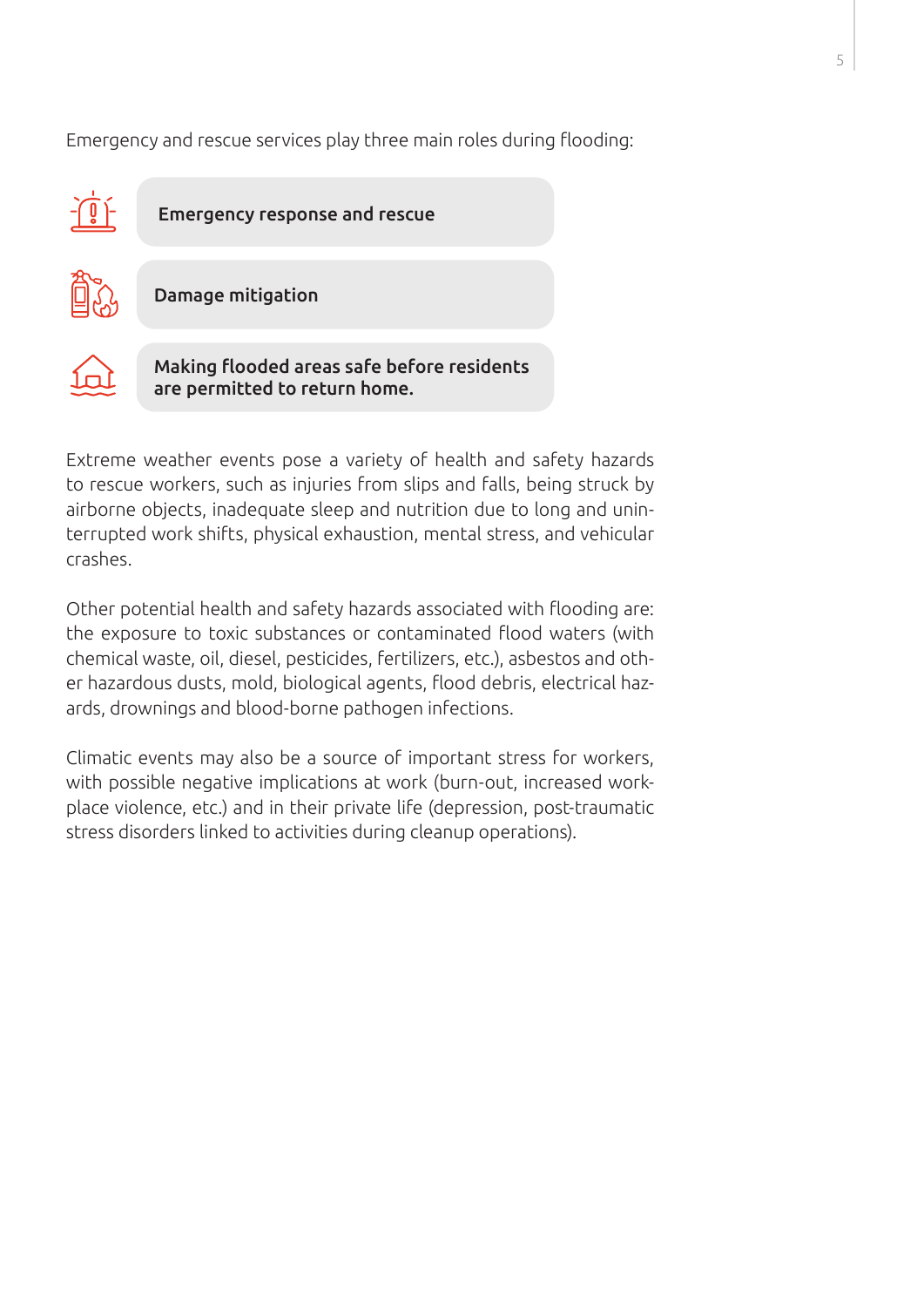Emergency and rescue services play three main roles during flooding:

- **Emergency response and rescue**
- **Damage mitigation**
- **Making flooded areas safe before residents are permitted to return home.**

Extreme weather events pose a variety of health and safety hazards to rescue workers, such as injuries from slips and falls, being struck by airborne objects, inadequate sleep and nutrition due to long and uninterrupted work shifts, physical exhaustion, mental stress, and vehicular crashes.

Other potential health and safety hazards associated with flooding are: the exposure to toxic substances or contaminated flood waters (with chemical waste, oil, diesel, pesticides, fertilizers, etc.), asbestos and other hazardous dusts, mold, biological agents, flood debris, electrical hazards, drownings and blood-borne pathogen infections.

Climatic events may also be a source of important stress for workers, with possible negative implications at work (burn-out, increased workplace violence, etc.) and in their private life (depression, post-traumatic stress disorders linked to activities during cleanup operations).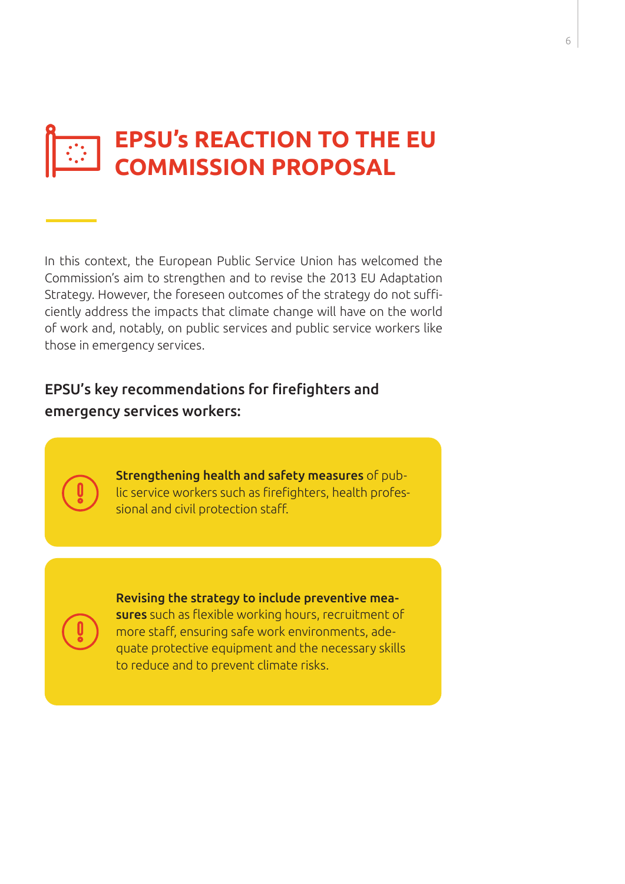# EPSU's REACTION TO THE EU COMMISSION PROPOSAL

In this context, the European Public Service Union has welcomed the Commission's aim to strengthen and to revise the 2013 EU Adaptation Strategy. However, the foreseen outcomes of the strategy do not sufficiently address the impacts that climate change will have on the world of work and, notably, on public services and public service workers like those in emergency services.

## EPSU's key recommendations for firefighters and emergency services workers:

**Strengthening health and safety measures** of public service workers such as firefighters, health professional and civil protection staff.

**Revising the strategy to include preventive measures** such as flexible working hours, recruitment of more staff, ensuring safe work environments, adequate protective equipment and the necessary skills to reduce and to prevent climate risks.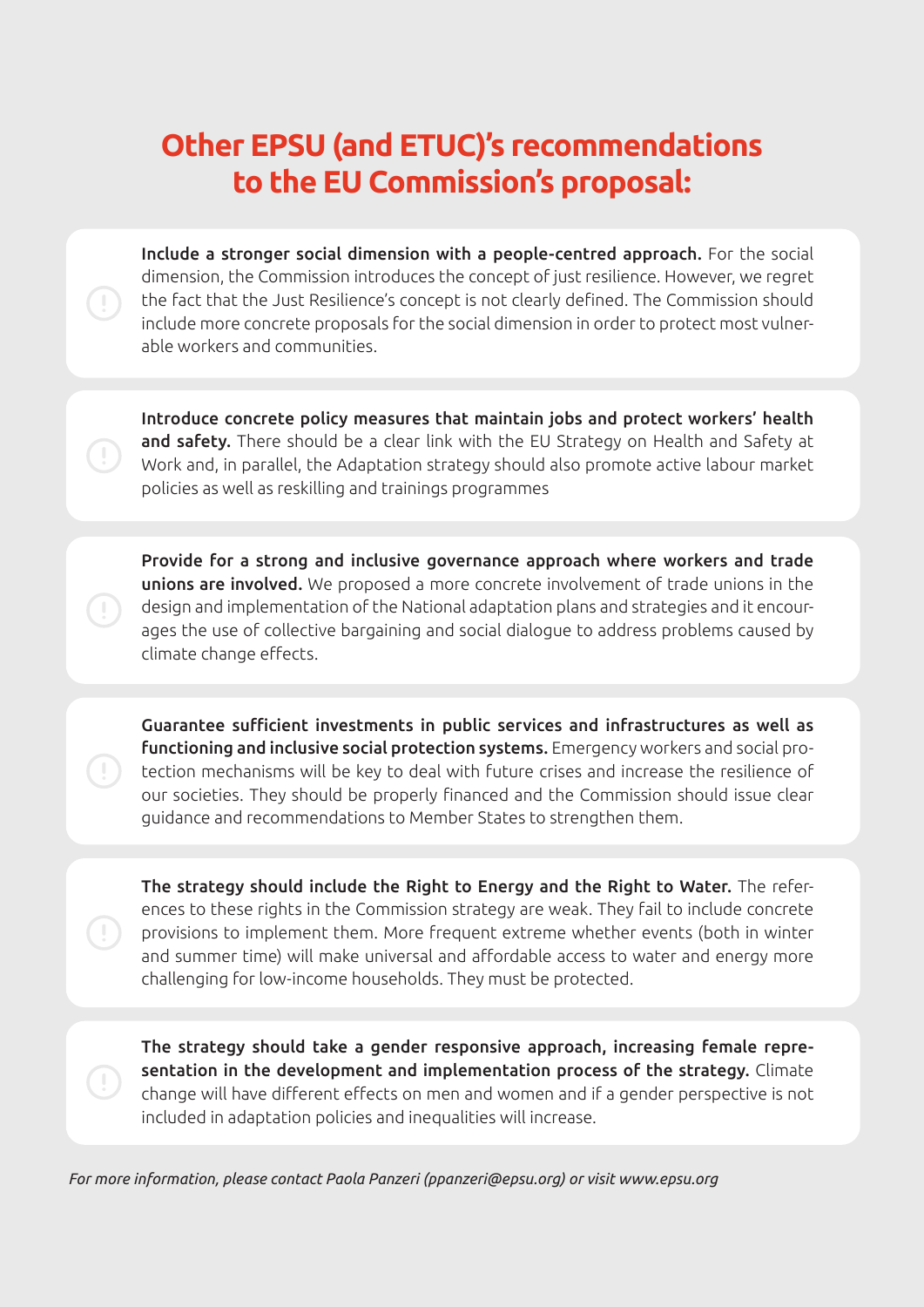# Other EPSU (and ETUC)'s recommendations to the EU Commission's proposal:

**Include a stronger social dimension with a people-centred approach.** For the social dimension, the Commission introduces the concept of just resilience. However, we regret the fact that the Just Resilience's concept is not clearly defined. The Commission should include more concrete proposals for the social dimension in order to protect most vulnerable workers and communities.

**Introduce concrete policy measures that maintain jobs and protect workers' health and safety.** There should be a clear link with the EU Strategy on Health and Safety at Work and, in parallel, the Adaptation strategy should also promote active labour market policies as well as reskilling and trainings programmes

**Provide for a strong and inclusive governance approach where workers and trade unions are involved.** We proposed a more concrete involvement of trade unions in the design and implementation of the National adaptation plans and strategies and it encourages the use of collective bargaining and social dialogue to address problems caused by climate change effects.

**Guarantee sufficient investments in public services and infrastructures as well as functioning and inclusive social protection systems.** Emergency workers and social protection mechanisms will be key to deal with future crises and increase the resilience of our societies. They should be properly financed and the Commission should issue clear guidance and recommendations to Member States to strengthen them.

**The strategy should include the Right to Energy and the Right to Water.** The references to these rights in the Commission strategy are weak. They fail to include concrete provisions to implement them. More frequent extreme whether events (both in winter and summer time) will make universal and affordable access to water and energy more challenging for low-income households. They must be protected.

**The strategy should take a gender responsive approach, increasing female representation in the development and implementation process of the strategy.** Climate change will have different effects on men and women and if a gender perspective is not included in adaptation policies and inequalities will increase.

*For more information, please contact Paola Panzeri (ppanzeri@epsu.org) or visit www.epsu.org*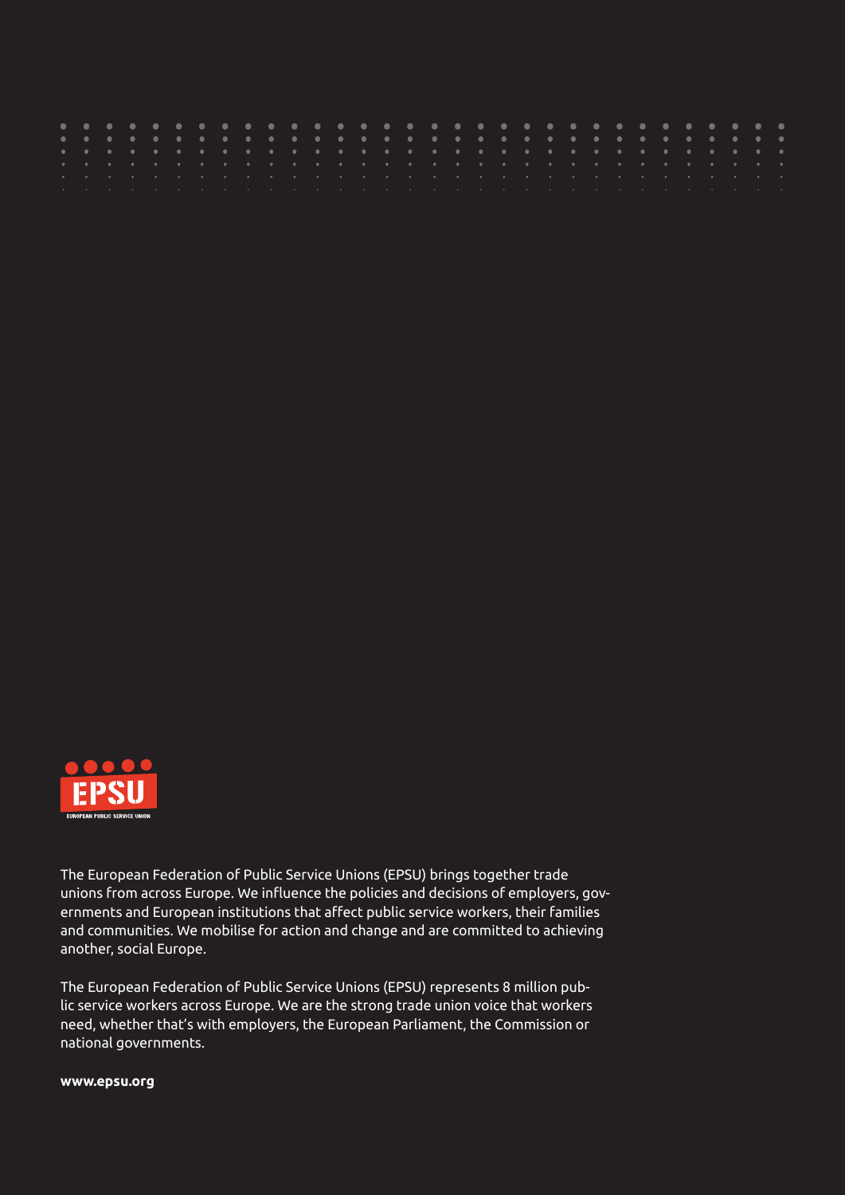EPSU

EUROPEAN PUBLIC SERVICE UNION

The European Federation of Public Service Unions (EPSU) brings together trade unions from across Europe. We influence the policies and decisions of employers, governments and European institutions that affect public service workers, their families and communities. We mobilise for action and change and are committed to achieving another, social Europe.

The European Federation of Public Service Unions (EPSU) represents 8 million public service workers across Europe. We are the strong trade union voice that workers need, whether that's with employers, the European Parliament, the Commission or national governments.

**www.epsu.org**